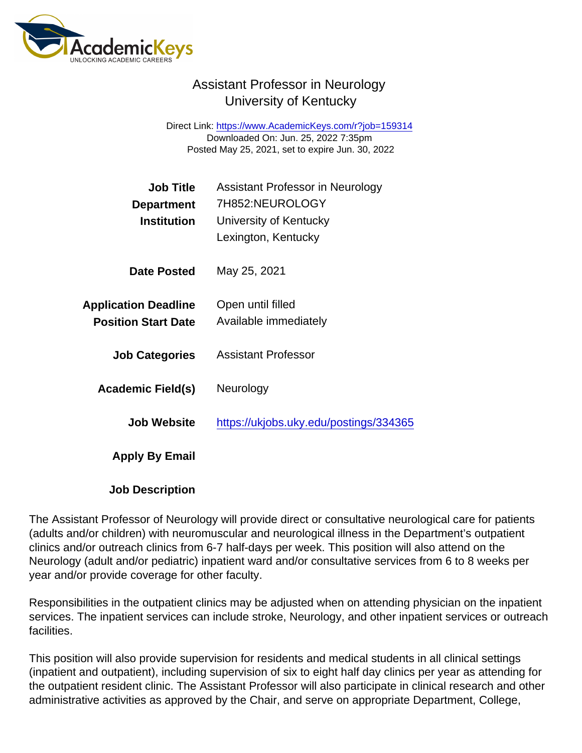# Assistant Professor in Neurology
## University of Kentucky

Direct Link: https://www.AcademicKeys.com/r?job=159314
Downloaded On: Jun. 25, 2022 7:35pm
Posted May 25, 2021, set to expire Jun. 30, 2022

| | |
|---|---|
| **Job Title** | Assistant Professor in Neurology |
| **Department** | 7H852:NEUROLOGY |
| **Institution** | University of Kentucky<br>Lexington, Kentucky |
| **Date Posted** | May 25, 2021 |
| **Application Deadline** | Open until filled |
| **Position Start Date** | Available immediately |
| **Job Categories** | Assistant Professor |
| **Academic Field(s)** | Neurology |
| **Job Website** | https://ukjobs.uky.edu/postings/334365 |
| **Apply By Email** | |

**Job Description**

The Assistant Professor of Neurology will provide direct or consultative neurological care for patients (adults and/or children) with neuromuscular and neurological illness in the Department's outpatient clinics and/or outreach clinics from 6-7 half-days per week. This position will also attend on the Neurology (adult and/or pediatric) inpatient ward and/or consultative services from 6 to 8 weeks per year and/or provide coverage for other faculty.

Responsibilities in the outpatient clinics may be adjusted when on attending physician on the inpatient services. The inpatient services can include stroke, Neurology, and other inpatient services or outreach facilities.

This position will also provide supervision for residents and medical students in all clinical settings (inpatient and outpatient), including supervision of six to eight half day clinics per year as attending for the outpatient resident clinic. The Assistant Professor will also participate in clinical research and other administrative activities as approved by the Chair, and serve on appropriate Department, College,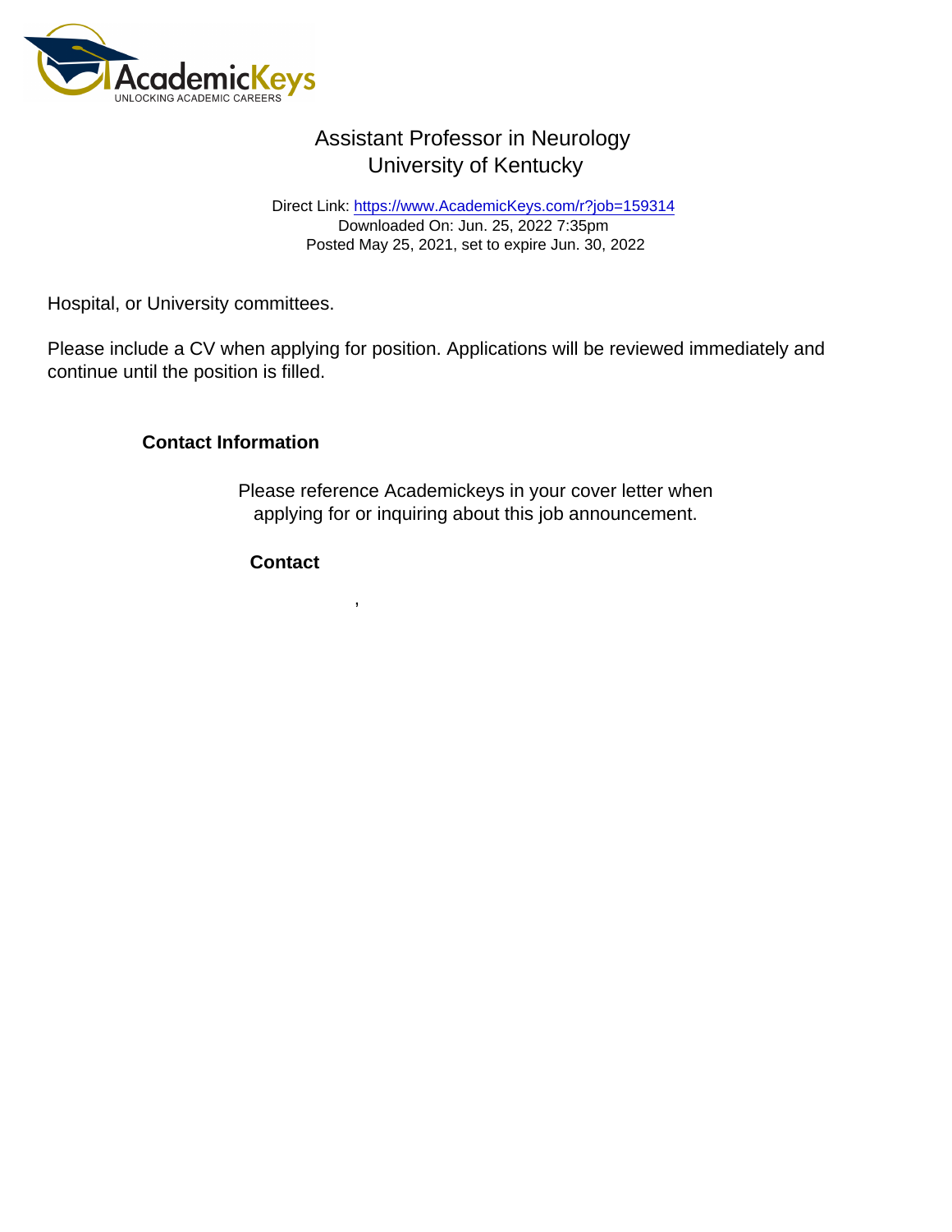Hospital, or University committees.

Please include a CV when applying for position. Applications will be reviewed immediately and continue until the position is filled.

### Contact Information

Please reference Academickeys in your cover letter when applying for or inquiring about this job announcement.

**Contact**

,